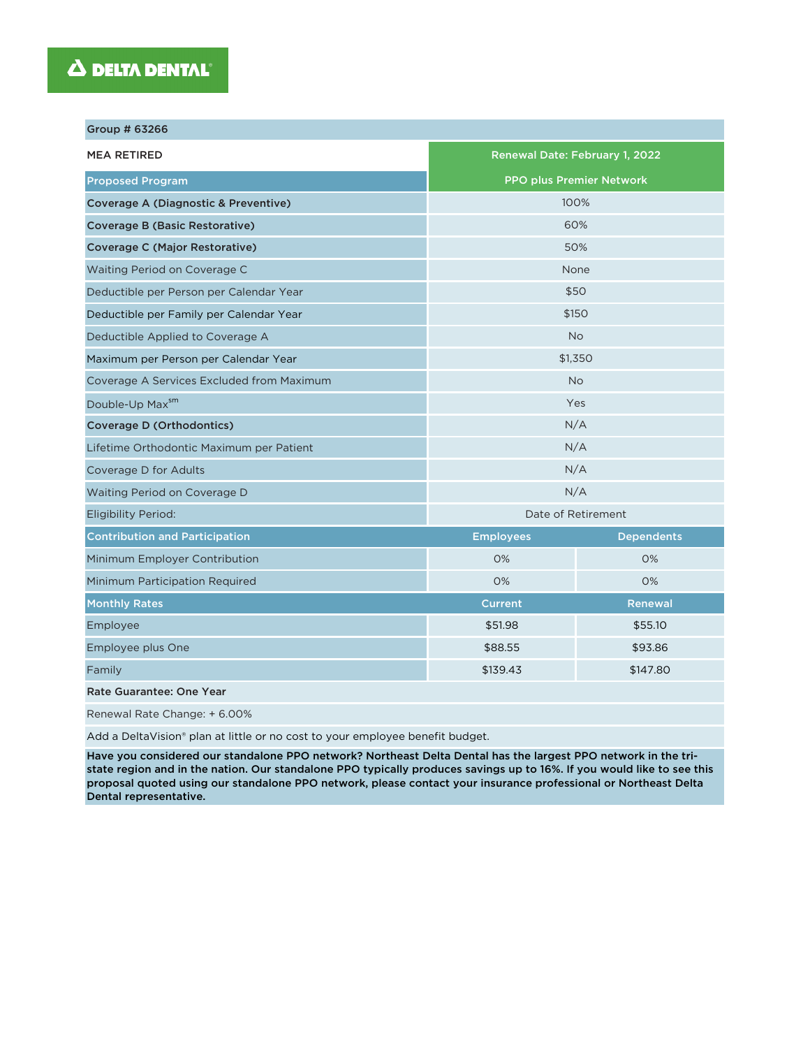DELTA DENTAL®

| Group # 63266 | | |
|---|---|---|
| MEA RETIRED | Renewal Date: February 1, 2022 | |
| **Proposed Program** | **PPO plus Premier Network** | |
| **Coverage A (Diagnostic & Preventive)** | 100% | |
| **Coverage B (Basic Restorative)** | 60% | |
| **Coverage C (Major Restorative)** | 50% | |
| Waiting Period on Coverage C | None | |
| Deductible per Person per Calendar Year | $50 | |
| Deductible per Family per Calendar Year | $150 | |
| Deductible Applied to Coverage A | No | |
| Maximum per Person per Calendar Year | $1,350 | |
| Coverage A Services Excluded from Maximum | No | |
| Double-Up Max[sm] | Yes | |
| **Coverage D (Orthodontics)** | N/A | |
| Lifetime Orthodontic Maximum per Patient | N/A | |
| Coverage D for Adults | N/A | |
| Waiting Period on Coverage D | N/A | |
| Eligibility Period: | Date of Retirement | |
| **Contribution and Participation** | **Employees** | **Dependents** |
| Minimum Employer Contribution | 0% | 0% |
| Minimum Participation Required | 0% | 0% |
| **Monthly Rates** | **Current** | **Renewal** |
| Employee | $51.98 | $55.10 |
| Employee plus One | $88.55 | $93.86 |
| Family | $139.43 | $147.80 |

**Rate Guarantee: One Year**

Renewal Rate Change: + 6.00%

Add a DeltaVision® plan at little or no cost to your employee benefit budget.

**Have you considered our standalone PPO network? Northeast Delta Dental has the largest PPO network in the tri-state region and in the nation. Our standalone PPO typically produces savings up to 16%. If you would like to see this proposal quoted using our standalone PPO network, please contact your insurance professional or Northeast Delta Dental representative.**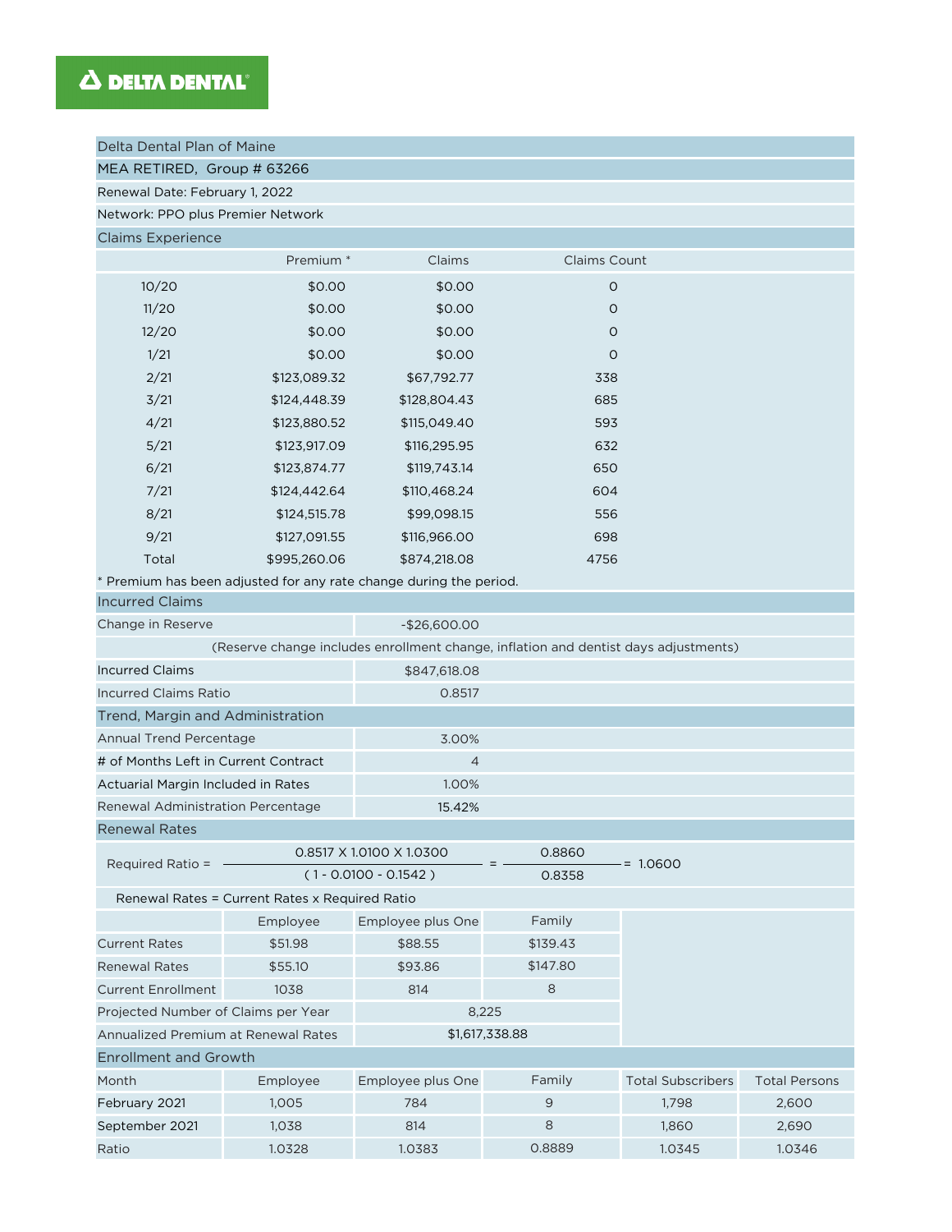DELTA DENTAL

Delta Dental Plan of Maine

MEA RETIRED, Group # 63266

Renewal Date: February 1, 2022

Network: PPO plus Premier Network

## Claims Experience

| | Premium * | Claims | Claims Count |
|---|---|---|---|
| 10/20 | $0.00 | $0.00 | 0 |
| 11/20 | $0.00 | $0.00 | 0 |
| 12/20 | $0.00 | $0.00 | 0 |
| 1/21 | $0.00 | $0.00 | 0 |
| 2/21 | $123,089.32 | $67,792.77 | 338 |
| 3/21 | $124,448.39 | $128,804.43 | 685 |
| 4/21 | $123,880.52 | $115,049.40 | 593 |
| 5/21 | $123,917.09 | $116,295.95 | 632 |
| 6/21 | $123,874.77 | $119,743.14 | 650 |
| 7/21 | $124,442.64 | $110,468.24 | 604 |
| 8/21 | $124,515.78 | $99,098.15 | 556 |
| 9/21 | $127,091.55 | $116,966.00 | 698 |
| Total | $995,260.06 | $874,218.08 | 4756 |

* Premium has been adjusted for any rate change during the period.

## Incurred Claims

| | |
|---|---|
| Change in Reserve | -$26,600.00 |

(Reserve change includes enrollment change, inflation and dentist days adjustments)

| | |
|---|---|
| Incurred Claims | $847,618.08 |
| Incurred Claims Ratio | 0.8517 |

## Trend, Margin and Administration

| | |
|---|---|
| Annual Trend Percentage | 3.00% |
| # of Months Left in Current Contract | 4 |
| Actuarial Margin Included in Rates | 1.00% |
| Renewal Administration Percentage | 15.42% |

## Renewal Rates

$$\text{Required Ratio} = \frac{0.8517 \times 1.0100 \times 1.0300}{(1 - 0.0100 - 0.1542)} = \frac{0.8860}{0.8358} = 1.0600$$

Renewal Rates = Current Rates x Required Ratio

| | Employee | Employee plus One | Family |
|---|---|---|---|
| Current Rates | $51.98 | $88.55 | $139.43 |
| Renewal Rates | $55.10 | $93.86 | $147.80 |
| Current Enrollment | 1038 | 814 | 8 |

| | |
|---|---|
| Projected Number of Claims per Year | 8,225 |
| Annualized Premium at Renewal Rates | $1,617,338.88 |

## Enrollment and Growth

| Month | Employee | Employee plus One | Family | Total Subscribers | Total Persons |
|---|---|---|---|---|---|
| February 2021 | 1,005 | 784 | 9 | 1,798 | 2,600 |
| September 2021 | 1,038 | 814 | 8 | 1,860 | 2,690 |
| Ratio | 1.0328 | 1.0383 | 0.8889 | 1.0345 | 1.0346 |